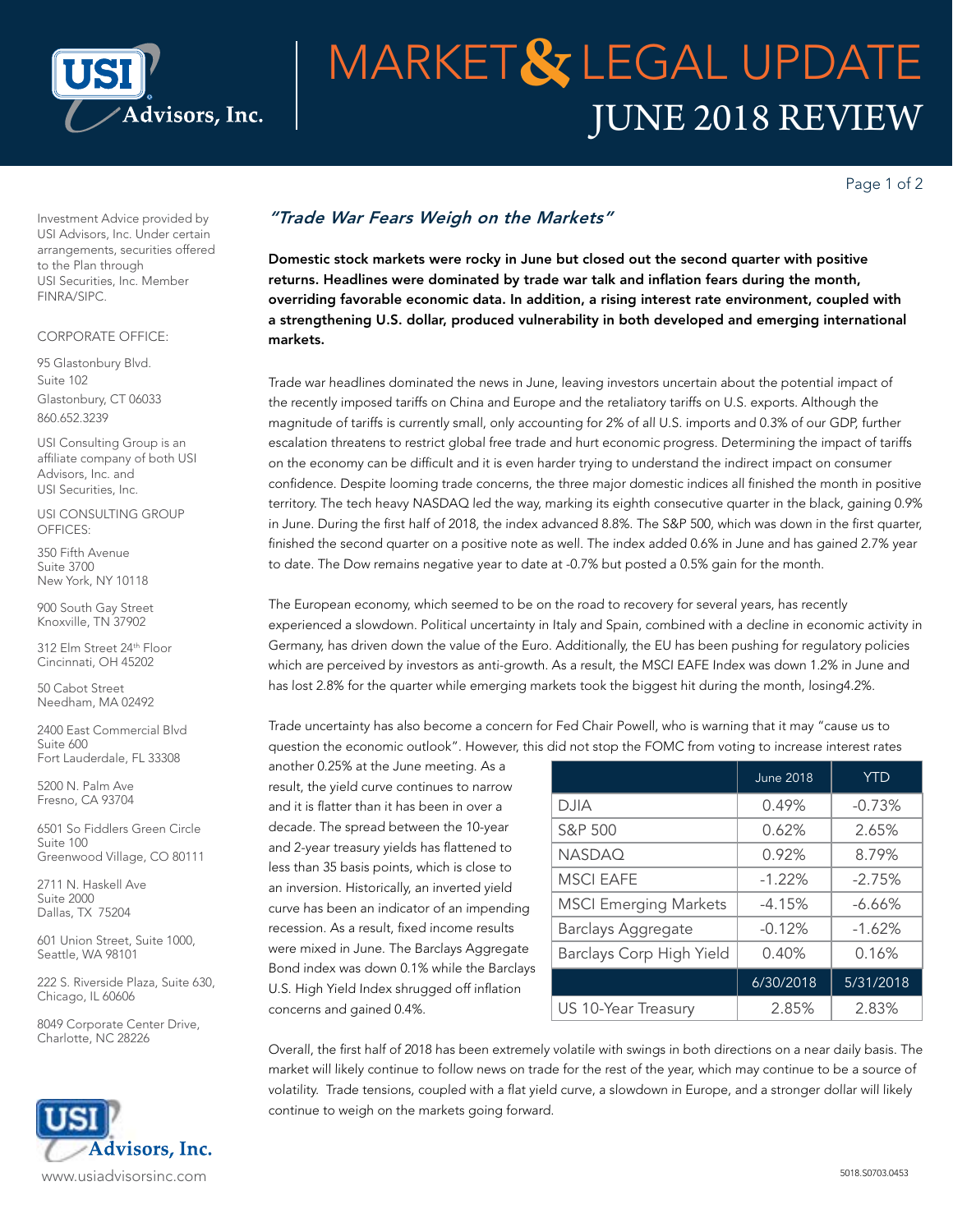# MARKET & LEGAL UPDATE

## JUNE 2018 REVIEW

Investment Advice provided by USI Advisors, Inc. Under certain arrangements, securities offered to the Plan through USI Securities, Inc. Member FINRA/SIPC.

CORPORATE OFFICE:

95 Glastonbury Blvd.
Suite 102
Glastonbury, CT 06033
860.652.3239

USI Consulting Group is an affiliate company of both USI Advisors, Inc. and USI Securities, Inc.

USI CONSULTING GROUP OFFICES:

350 Fifth Avenue
Suite 3700
New York, NY 10118

900 South Gay Street
Knoxville, TN 37902

312 Elm Street 24th Floor
Cincinnati, OH 45202

50 Cabot Street
Needham, MA 02492

2400 East Commercial Blvd
Suite 600
Fort Lauderdale, FL 33308

5200 N. Palm Ave
Fresno, CA 93704

6501 So Fiddlers Green Circle
Suite 100
Greenwood Village, CO 80111

2711 N. Haskell Ave
Suite 2000
Dallas, TX 75204

601 Union Street, Suite 1000,
Seattle, WA 98101

222 S. Riverside Plaza, Suite 630,
Chicago, IL 60606

8049 Corporate Center Drive,
Charlotte, NC 28226

www.usiadvisorsinc.com

### *"Trade War Fears Weigh on the Markets"*

**Domestic stock markets were rocky in June but closed out the second quarter with positive returns. Headlines were dominated by trade war talk and inflation fears during the month, overriding favorable economic data. In addition, a rising interest rate environment, coupled with a strengthening U.S. dollar, produced vulnerability in both developed and emerging international markets.**

Trade war headlines dominated the news in June, leaving investors uncertain about the potential impact of the recently imposed tariffs on China and Europe and the retaliatory tariffs on U.S. exports. Although the magnitude of tariffs is currently small, only accounting for 2% of all U.S. imports and 0.3% of our GDP, further escalation threatens to restrict global free trade and hurt economic progress. Determining the impact of tariffs on the economy can be difficult and it is even harder trying to understand the indirect impact on consumer confidence. Despite looming trade concerns, the three major domestic indices all finished the month in positive territory. The tech heavy NASDAQ led the way, marking its eighth consecutive quarter in the black, gaining 0.9% in June. During the first half of 2018, the index advanced 8.8%. The S&P 500, which was down in the first quarter, finished the second quarter on a positive note as well. The index added 0.6% in June and has gained 2.7% year to date. The Dow remains negative year to date at -0.7% but posted a 0.5% gain for the month.

The European economy, which seemed to be on the road to recovery for several years, has recently experienced a slowdown. Political uncertainty in Italy and Spain, combined with a decline in economic activity in Germany, has driven down the value of the Euro. Additionally, the EU has been pushing for regulatory policies which are perceived by investors as anti-growth. As a result, the MSCI EAFE Index was down 1.2% in June and has lost 2.8% for the quarter while emerging markets took the biggest hit during the month, losing4.2%.

Trade uncertainty has also become a concern for Fed Chair Powell, who is warning that it may "cause us to question the economic outlook". However, this did not stop the FOMC from voting to increase interest rates another 0.25% at the June meeting. As a result, the yield curve continues to narrow and it is flatter than it has been in over a decade. The spread between the 10-year and 2-year treasury yields has flattened to less than 35 basis points, which is close to an inversion. Historically, an inverted yield curve has been an indicator of an impending recession. As a result, fixed income results were mixed in June. The Barclays Aggregate Bond index was down 0.1% while the Barclays U.S. High Yield Index shrugged off inflation concerns and gained 0.4%.

| | June 2018 | YTD |
|---|---|---|
| DJIA | 0.49% | -0.73% |
| S&P 500 | 0.62% | 2.65% |
| NASDAQ | 0.92% | 8.79% |
| MSCI EAFE | -1.22% | -2.75% |
| MSCI Emerging Markets | -4.15% | -6.66% |
| Barclays Aggregate | -0.12% | -1.62% |
| Barclays Corp High Yield | 0.40% | 0.16% |
| | 6/30/2018 | 5/31/2018 |
| US 10-Year Treasury | 2.85% | 2.83% |

Overall, the first half of 2018 has been extremely volatile with swings in both directions on a near daily basis. The market will likely continue to follow news on trade for the rest of the year, which may continue to be a source of volatility. Trade tensions, coupled with a flat yield curve, a slowdown in Europe, and a stronger dollar will likely continue to weigh on the markets going forward.

5018.S0703.0453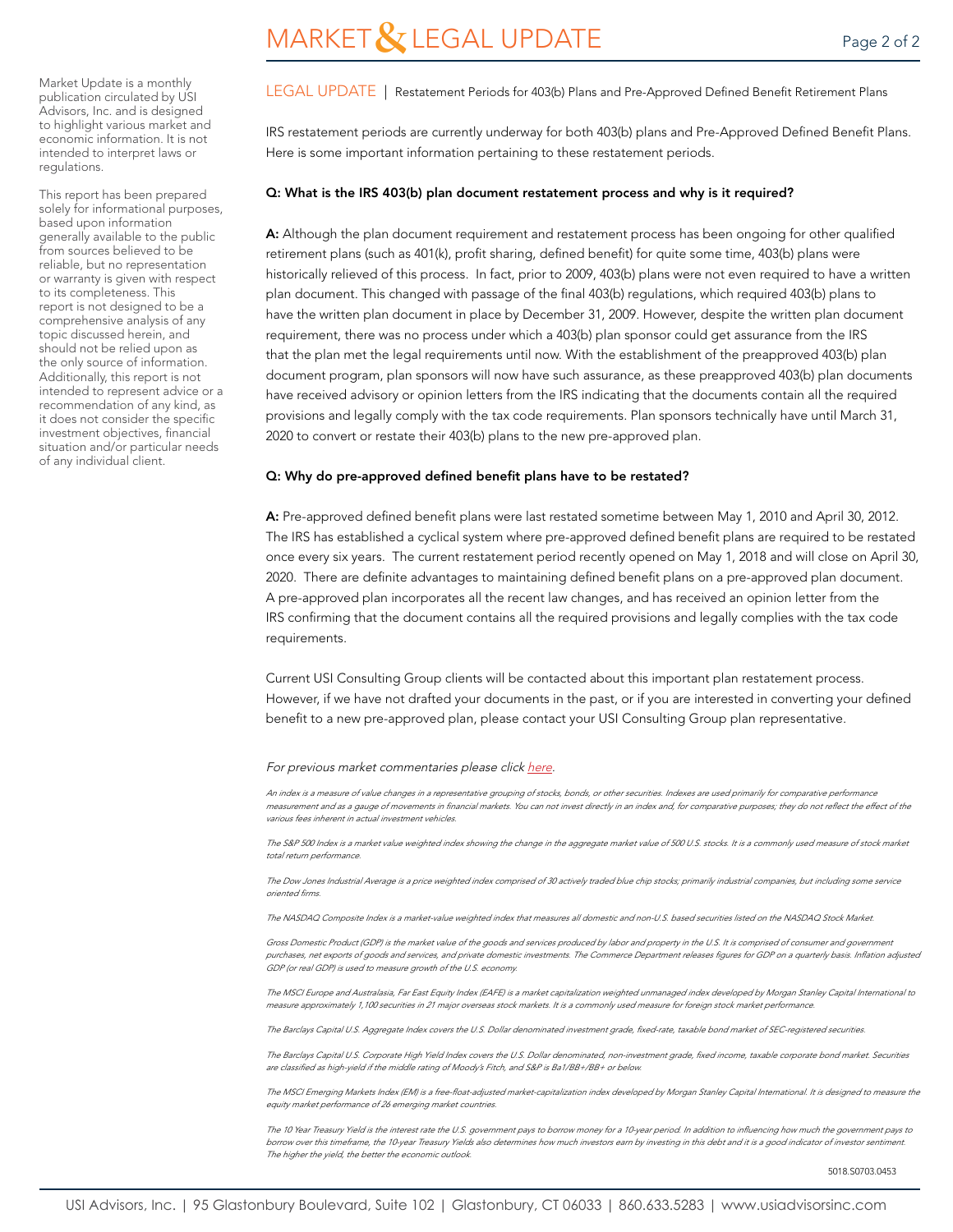Market Update is a monthly publication circulated by USI Advisors, Inc. and is designed to highlight various market and economic information. It is not intended to interpret laws or regulations.

This report has been prepared solely for informational purposes, based upon information generally available to the public from sources believed to be reliable, but no representation or warranty is given with respect to its completeness. This report is not designed to be a comprehensive analysis of any topic discussed herein, and should not be relied upon as the only source of information. Additionally, this report is not intended to represent advice or a recommendation of any kind, as it does not consider the specific investment objectives, financial situation and/or particular needs of any individual client.

## LEGAL UPDATE | Restatement Periods for 403(b) Plans and Pre-Approved Defined Benefit Retirement Plans

IRS restatement periods are currently underway for both 403(b) plans and Pre-Approved Defined Benefit Plans. Here is some important information pertaining to these restatement periods.

**Q: What is the IRS 403(b) plan document restatement process and why is it required?**

**A:** Although the plan document requirement and restatement process has been ongoing for other qualified retirement plans (such as 401(k), profit sharing, defined benefit) for quite some time, 403(b) plans were historically relieved of this process. In fact, prior to 2009, 403(b) plans were not even required to have a written plan document. This changed with passage of the final 403(b) regulations, which required 403(b) plans to have the written plan document in place by December 31, 2009. However, despite the written plan document requirement, there was no process under which a 403(b) plan sponsor could get assurance from the IRS that the plan met the legal requirements until now. With the establishment of the preapproved 403(b) plan document program, plan sponsors will now have such assurance, as these preapproved 403(b) plan documents have received advisory or opinion letters from the IRS indicating that the documents contain all the required provisions and legally comply with the tax code requirements. Plan sponsors technically have until March 31, 2020 to convert or restate their 403(b) plans to the new pre-approved plan.

**Q: Why do pre-approved defined benefit plans have to be restated?**

**A:** Pre-approved defined benefit plans were last restated sometime between May 1, 2010 and April 30, 2012. The IRS has established a cyclical system where pre-approved defined benefit plans are required to be restated once every six years. The current restatement period recently opened on May 1, 2018 and will close on April 30, 2020. There are definite advantages to maintaining defined benefit plans on a pre-approved plan document. A pre-approved plan incorporates all the recent law changes, and has received an opinion letter from the IRS confirming that the document contains all the required provisions and legally complies with the tax code requirements.

Current USI Consulting Group clients will be contacted about this important plan restatement process. However, if we have not drafted your documents in the past, or if you are interested in converting your defined benefit to a new pre-approved plan, please contact your USI Consulting Group plan representative.

*For previous market commentaries please click here.*

*An index is a measure of value changes in a representative grouping of stocks, bonds, or other securities. Indexes are used primarily for comparative performance measurement and as a gauge of movements in financial markets. You can not invest directly in an index and, for comparative purposes; they do not reflect the effect of the various fees inherent in actual investment vehicles.*

*The S&P 500 Index is a market value weighted index showing the change in the aggregate market value of 500 U.S. stocks. It is a commonly used measure of stock market total return performance.*

*The Dow Jones Industrial Average is a price weighted index comprised of 30 actively traded blue chip stocks; primarily industrial companies, but including some service oriented firms.*

*The NASDAQ Composite Index is a market-value weighted index that measures all domestic and non-U.S. based securities listed on the NASDAQ Stock Market.*

*Gross Domestic Product (GDP) is the market value of the goods and services produced by labor and property in the U.S. It is comprised of consumer and government purchases, net exports of goods and services, and private domestic investments. The Commerce Department releases figures for GDP on a quarterly basis. Inflation adjusted GDP (or real GDP) is used to measure growth of the U.S. economy.*

*The MSCI Europe and Australasia, Far East Equity Index (EAFE) is a market capitalization weighted unmanaged index developed by Morgan Stanley Capital International to measure approximately 1,100 securities in 21 major overseas stock markets. It is a commonly used measure for foreign stock market performance.*

*The Barclays Capital U.S. Aggregate Index covers the U.S. Dollar denominated investment grade, fixed-rate, taxable bond market of SEC-registered securities.*

*The Barclays Capital U.S. Corporate High Yield Index covers the U.S. Dollar denominated, non-investment grade, fixed income, taxable corporate bond market. Securities are classified as high-yield if the middle rating of Moody's Fitch, and S&P is Ba1/BB+/BB+ or below.*

*The MSCI Emerging Markets Index (EM) is a free-float-adjusted market-capitalization index developed by Morgan Stanley Capital International. It is designed to measure the equity market performance of 26 emerging market countries.*

*The 10 Year Treasury Yield is the interest rate the U.S. government pays to borrow money for a 10-year period. In addition to influencing how much the government pays to borrow over this timeframe, the 10-year Treasury Yields also determines how much investors earn by investing in this debt and it is a good indicator of investor sentiment. The higher the yield, the better the economic outlook.*

5018.S0703.0453

USI Advisors, Inc. | 95 Glastonbury Boulevard, Suite 102 | Glastonbury, CT 06033 | 860.633.5283 | www.usiadvisorsinc.com